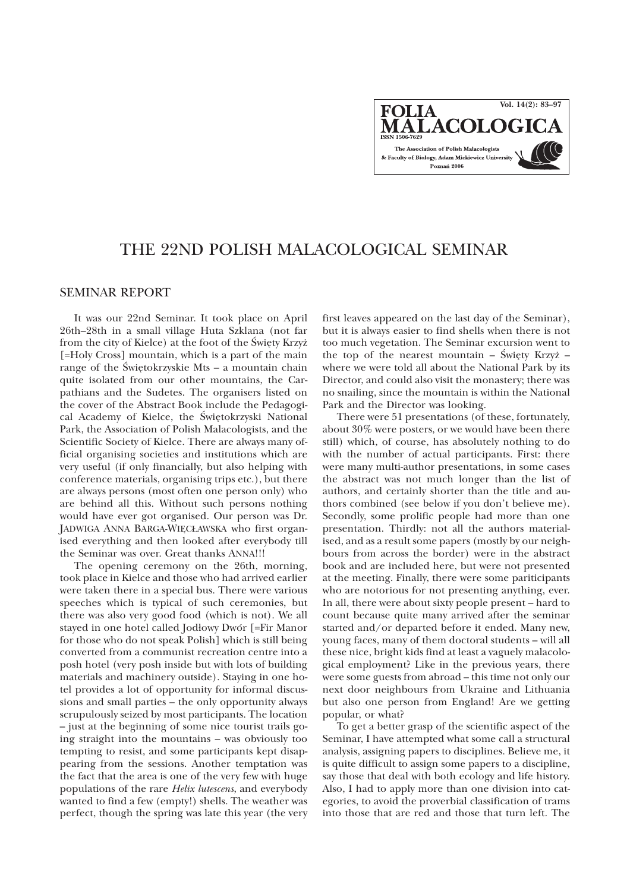# THE 22ND POLISH MALACOLOGICAL SEMINAR

## SEMINAR REPORT

It was our 22nd Seminar. It took place on April 26th–28th in a small village Huta Szklana (not far from the city of Kielce) at the foot of the Święty Krzyż [=Holy Cross] mountain, which is a part of the main range of the Świętokrzyskie Mts – a mountain chain quite isolated from our other mountains, the Carpathians and the Sudetes. The organisers listed on the cover of the Abstract Book include the Pedagogical Academy of Kielce, the Świętokrzyski National Park, the Association of Polish Malacologists, and the Scientific Society of Kielce. There are always many official organising societies and institutions which are very useful (if only financially, but also helping with conference materials, organising trips etc.), but there are always persons (most often one person only) who are behind all this. Without such persons nothing would have ever got organised. Our person was Dr. JADWIGA ANNA BARGA-WIĘCŁAWSKA who first organised everything and then looked after everybody till the Seminar was over. Great thanks ANNA!!!

The opening ceremony on the 26th, morning, took place in Kielce and those who had arrived earlier were taken there in a special bus. There were various speeches which is typical of such ceremonies, but there was also very good food (which is not). We all stayed in one hotel called Jodłowy Dwór [=Fir Manor for those who do not speak Polish] which is still being converted from a communist recreation centre into a posh hotel (very posh inside but with lots of building materials and machinery outside). Staying in one hotel provides a lot of opportunity for informal discussions and small parties – the only opportunity always scrupulously seized by most participants. The location – just at the beginning of some nice tourist trails going straight into the mountains – was obviously too tempting to resist, and some participants kept disappearing from the sessions. Another temptation was the fact that the area is one of the very few with huge populations of the rare *Helix lutescens*, and everybody wanted to find a few (empty!) shells. The weather was perfect, though the spring was late this year (the very first leaves appeared on the last day of the Seminar), but it is always easier to find shells when there is not too much vegetation. The Seminar excursion went to the top of the nearest mountain – Święty Krzyż – where we were told all about the National Park by its Director, and could also visit the monastery; there was no snailing, since the mountain is within the National Park and the Director was looking.

There were 51 presentations (of these, fortunately, about 30% were posters, or we would have been there still) which, of course, has absolutely nothing to do with the number of actual participants. First: there were many multi-author presentations, in some cases the abstract was not much longer than the list of authors, and certainly shorter than the title and authors combined (see below if you don't believe me). Secondly, some prolific people had more than one presentation. Thirdly: not all the authors materialised, and as a result some papers (mostly by our neighbours from across the border) were in the abstract book and are included here, but were not presented at the meeting. Finally, there were some pariticipants who are notorious for not presenting anything, ever. In all, there were about sixty people present – hard to count because quite many arrived after the seminar started and/or departed before it ended. Many new, young faces, many of them doctoral students – will all these nice, bright kids find at least a vaguely malacological employment? Like in the previous years, there were some guests from abroad – this time not only our next door neighbours from Ukraine and Lithuania but also one person from England! Are we getting popular, or what?

To get a better grasp of the scientific aspect of the Seminar, I have attempted what some call a structural analysis, assigning papers to disciplines. Believe me, it is quite difficult to assign some papers to a discipline, say those that deal with both ecology and life history. Also, I had to apply more than one division into categories, to avoid the proverbial classification of trams into those that are red and those that turn left. The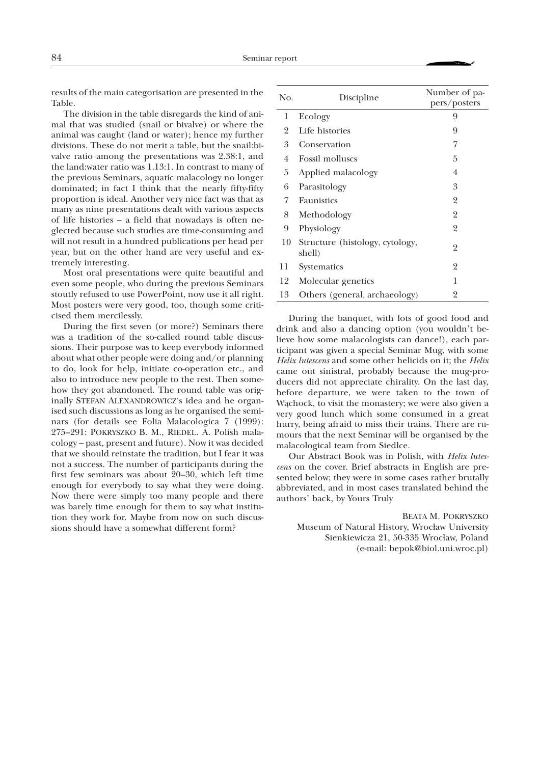results of the main categorisation are presented in the Table.

The division in the table disregards the kind of animal that was studied (snail or bivalve) or where the animal was caught (land or water); hence my further divisions. These do not merit a table, but the snail:bivalve ratio among the presentations was 2.38:1, and the land:water ratio was 1.13:1. In contrast to many of the previous Seminars, aquatic malacology no longer dominated; in fact I think that the nearly fifty-fifty proportion is ideal. Another very nice fact was that as many as nine presentations dealt with various aspects of life histories – a field that nowadays is often neglected because such studies are time-consuming and will not result in a hundred publications per head per year, but on the other hand are very useful and extremely interesting.

Most oral presentations were quite beautiful and even some people, who during the previous Seminars stoutly refused to use PowerPoint, now use it all right. Most posters were very good, too, though some criticised them mercilessly.

During the first seven (or more?) Seminars there was a tradition of the so-called round table discussions. Their purpose was to keep everybody informed about what other people were doing and/or planning to do, look for help, initiate co-operation etc., and also to introduce new people to the rest. Then somehow they got abandoned. The round table was originally STEFAN ALEXANDROWICZ's idea and he organised such discussions as long as he organised the seminars (for details see Folia Malacologica 7 (1999): 275–291: POKRYSZKO B. M., RIEDEL. A. Polish malacology – past, present and future). Now it was decided that we should reinstate the tradition, but I fear it was not a success. The number of participants during the first few seminars was about 20–30, which left time enough for everybody to say what they were doing. Now there were simply too many people and there was barely time enough for them to say what institution they work for. Maybe from now on such discussions should have a somewhat different form?

| No. | Discipline | Number of papers/posters |
|---|---|---|
| 1 | Ecology | 9 |
| 2 | Life histories | 9 |
| 3 | Conservation | 7 |
| 4 | Fossil molluscs | 5 |
| 5 | Applied malacology | 4 |
| 6 | Parasitology | 3 |
| 7 | Faunistics | 2 |
| 8 | Methodology | 2 |
| 9 | Physiology | 2 |
| 10 | Structure (histology, cytology, shell) | 2 |
| 11 | Systematics | 2 |
| 12 | Molecular genetics | 1 |
| 13 | Others (general, archaeology) | 2 |

During the banquet, with lots of good food and drink and also a dancing option (you wouldn't believe how some malacologists can dance!), each participant was given a special Seminar Mug, with some *Helix lutescens* and some other helicids on it; the *Helix* came out sinistral, probably because the mug-producers did not appreciate chirality. On the last day, before departure, we were taken to the town of Wąchock, to visit the monastery; we were also given a very good lunch which some consumed in a great hurry, being afraid to miss their trains. There are rumours that the next Seminar will be organised by the malacological team from Siedlce.

Our Abstract Book was in Polish, with *Helix lutescens* on the cover. Brief abstracts in English are presented below; they were in some cases rather brutally abbreviated, and in most cases translated behind the authors' back, by Yours Truly

BEATA M. POKRYSZKO
Museum of Natural History, Wrocław University
Sienkiewicza 21, 50-335 Wrocław, Poland
(e-mail: bepok@biol.uni.wroc.pl)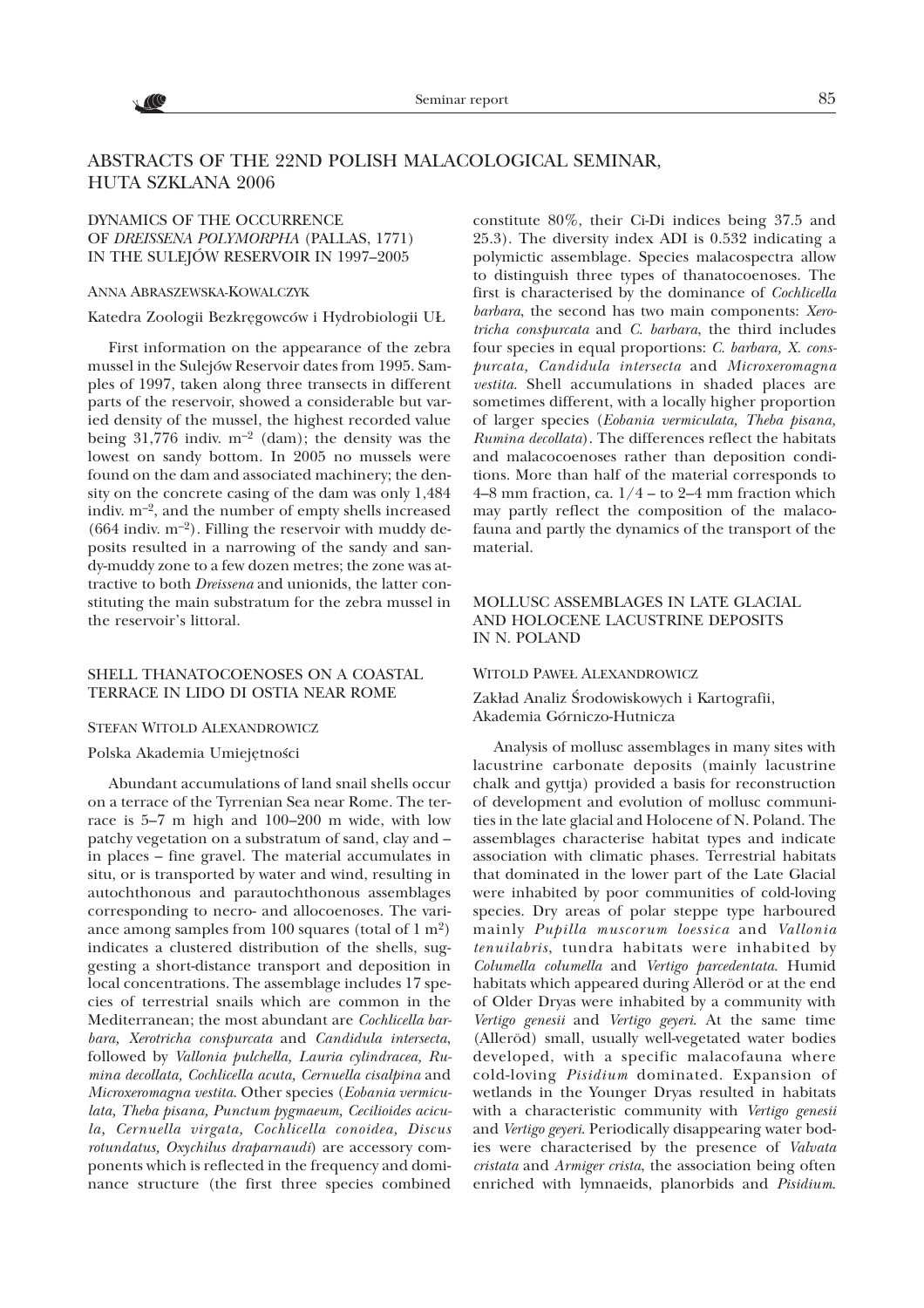# ABSTRACTS OF THE 22ND POLISH MALACOLOGICAL SEMINAR, HUTA SZKLANA 2006

## DYNAMICS OF THE OCCURRENCE OF *DREISSENA POLYMORPHA* (PALLAS, 1771) IN THE SULEJÓW RESERVOIR IN 1997–2005

ANNA ABRASZEWSKA-KOWALCZYK

Katedra Zoologii Bezkręgowców i Hydrobiologii UŁ

First information on the appearance of the zebra mussel in the Sulejów Reservoir dates from 1995. Samples of 1997, taken along three transects in different parts of the reservoir, showed a considerable but varied density of the mussel, the highest recorded value being 31,776 indiv. $m^{-2}$ (dam); the density was the lowest on sandy bottom. In 2005 no mussels were found on the dam and associated machinery; the density on the concrete casing of the dam was only 1,484 indiv. $m^{-2}$, and the number of empty shells increased (664 indiv. $m^{-2}$). Filling the reservoir with muddy deposits resulted in a narrowing of the sandy and sandy-muddy zone to a few dozen metres; the zone was attractive to both *Dreissena* and unionids, the latter constituting the main substratum for the zebra mussel in the reservoir's littoral.

## SHELL THANATOCOENOSES ON A COASTAL TERRACE IN LIDO DI OSTIA NEAR ROME

STEFAN WITOLD ALEXANDROWICZ

Polska Akademia Umiejętności

Abundant accumulations of land snail shells occur on a terrace of the Tyrrenian Sea near Rome. The terrace is 5–7 m high and 100–200 m wide, with low patchy vegetation on a substratum of sand, clay and – in places – fine gravel. The material accumulates in situ, or is transported by water and wind, resulting in autochthonous and parautochthonous assemblages corresponding to necro- and allocoenoses. The variance among samples from 100 squares (total of 1 $m^2$) indicates a clustered distribution of the shells, suggesting a short-distance transport and deposition in local concentrations. The assemblage includes 17 species of terrestrial snails which are common in the Mediterranean; the most abundant are *Cochlicella barbara, Xerotricha conspurcata* and *Candidula intersecta*, followed by *Vallonia pulchella, Lauria cylindracea, Rumina decollata, Cochlicella acuta, Cernuella cisalpina* and *Microxeromagna vestita*. Other species (*Eobania vermiculata, Theba pisana, Punctum pygmaeum, Cecilioides acicula, Cernuella virgata, Cochlicella conoidea, Discus rotundatus, Oxychilus draparnaudi*) are accessory components which is reflected in the frequency and dominance structure (the first three species combined constitute 80%, their Ci-Di indices being 37.5 and 25.3). The diversity index ADI is 0.532 indicating a polymictic assemblage. Species malacospectra allow to distinguish three types of thanatocoenoses. The first is characterised by the dominance of *Cochlicella barbara*, the second has two main components: *Xerotricha conspurcata* and *C. barbara*, the third includes four species in equal proportions: *C. barbara, X. conspurcata, Candidula intersecta* and *Microxeromagna vestita*. Shell accumulations in shaded places are sometimes different, with a locally higher proportion of larger species (*Eobania vermiculata, Theba pisana, Rumina decollata*). The differences reflect the habitats and malacocoenoses rather than deposition conditions. More than half of the material corresponds to 4–8 mm fraction, ca. 1/4 – to 2–4 mm fraction which may partly reflect the composition of the malacofauna and partly the dynamics of the transport of the material.

## MOLLUSC ASSEMBLAGES IN LATE GLACIAL AND HOLOCENE LACUSTRINE DEPOSITS IN N. POLAND

WITOLD PAWEŁ ALEXANDROWICZ

Zakład Analiz Środowiskowych i Kartografii, Akademia Górniczo-Hutnicza

Analysis of mollusc assemblages in many sites with lacustrine carbonate deposits (mainly lacustrine chalk and gyttja) provided a basis for reconstruction of development and evolution of mollusc communities in the late glacial and Holocene of N. Poland. The assemblages characterise habitat types and indicate association with climatic phases. Terrestrial habitats that dominated in the lower part of the Late Glacial were inhabited by poor communities of cold-loving species. Dry areas of polar steppe type harboured mainly *Pupilla muscorum loessica* and *Vallonia tenuilabris*, tundra habitats were inhabited by *Columella columella* and *Vertigo parcedentata*. Humid habitats which appeared during Alleröd or at the end of Older Dryas were inhabited by a community with *Vertigo genesii* and *Vertigo geyeri*. At the same time (Alleröd) small, usually well-vegetated water bodies developed, with a specific malacofauna where cold-loving *Pisidium* dominated. Expansion of wetlands in the Younger Dryas resulted in habitats with a characteristic community with *Vertigo genesii* and *Vertigo geyeri*. Periodically disappearing water bodies were characterised by the presence of *Valvata cristata* and *Armiger crista*, the association being often enriched with lymnaeids, planorbids and *Pisidium*.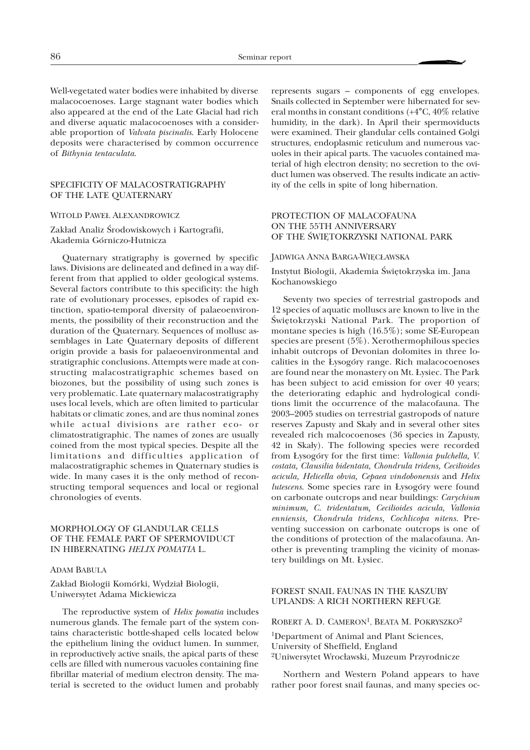Well-vegetated water bodies were inhabited by diverse malacocoenoses. Large stagnant water bodies which also appeared at the end of the Late Glacial had rich and diverse aquatic malacocoenoses with a considerable proportion of *Valvata piscinalis*. Early Holocene deposits were characterised by common occurrence of *Bithynia tentaculata*.

## SPECIFICITY OF MALACOSTRATIGRAPHY OF THE LATE QUATERNARY

WITOLD PAWEŁ ALEXANDROWICZ

Zakład Analiz Środowiskowych i Kartografii, Akademia Górniczo-Hutnicza

Quaternary stratigraphy is governed by specific laws. Divisions are delineated and defined in a way different from that applied to older geological systems. Several factors contribute to this specificity: the high rate of evolutionary processes, episodes of rapid extinction, spatio-temporal diversity of palaeoenvironments, the possibility of their reconstruction and the duration of the Quaternary. Sequences of mollusc assemblages in Late Quaternary deposits of different origin provide a basis for palaeoenvironmental and stratigraphic conclusions. Attempts were made at constructing malacostratigraphic schemes based on biozones, but the possibility of using such zones is very problematic. Late quaternary malacostratigraphy uses local levels, which are often limited to particular habitats or climatic zones, and are thus nominal zones while actual divisions are rather eco- or climatostratigraphic. The names of zones are usually coined from the most typical species. Despite all the limitations and difficulties application of malacostratigraphic schemes in Quaternary studies is wide. In many cases it is the only method of reconstructing temporal sequences and local or regional chronologies of events.

## MORPHOLOGY OF GLANDULAR CELLS OF THE FEMALE PART OF SPERMOVIDUCT IN HIBERNATING *HELIX POMATIA* L.

ADAM BABULA

Zakład Biologii Komórki, Wydział Biologii, Uniwersytet Adama Mickiewicza

The reproductive system of *Helix pomatia* includes numerous glands. The female part of the system contains characteristic bottle-shaped cells located below the epithelium lining the oviduct lumen. In summer, in reproductively active snails, the apical parts of these cells are filled with numerous vacuoles containing fine fibrillar material of medium electron density. The material is secreted to the oviduct lumen and probably represents sugars – components of egg envelopes. Snails collected in September were hibernated for several months in constant conditions (+4°C, 40% relative humidity, in the dark). In April their spermoviducts were examined. Their glandular cells contained Golgi structures, endoplasmic reticulum and numerous vacuoles in their apical parts. The vacuoles contained material of high electron density; no secretion to the oviduct lumen was observed. The results indicate an activity of the cells in spite of long hibernation.

## PROTECTION OF MALACOFAUNA ON THE 55TH ANNIVERSARY OF THE ŚWIĘTOKRZYSKI NATIONAL PARK

JADWIGA ANNA BARGA-WIĘCŁAWSKA

Instytut Biologii, Akademia Świętokrzyska im. Jana Kochanowskiego

Seventy two species of terrestrial gastropods and 12 species of aquatic molluscs are known to live in the Świętokrzyski National Park. The proportion of montane species is high (16.5%); some SE-European species are present (5%). Xerothermophilous species inhabit outcrops of Devonian dolomites in three localities in the Łysogóry range. Rich malacocoenoses are found near the monastery on Mt. Łysiec. The Park has been subject to acid emission for over 40 years; the deteriorating edaphic and hydrological conditions limit the occurrence of the malacofauna. The 2003–2005 studies on terrestrial gastropods of nature reserves Zapusty and Skały and in several other sites revealed rich malcocoenoses (36 species in Zapusty, 42 in Skały). The following species were recorded from Łysogóry for the first time: *Vallonia pulchella, V. costata, Clausilia bidentata, Chondrula tridens, Cecilioides acicula, Helicella obvia, Cepaea vindobonensis* and *Helix lutescens*. Some species rare in Łysogóry were found on carbonate outcrops and near buildings: *Carychium minimum, C. tridentatum, Cecilioides acicula, Vallonia enniensis, Chondrula tridens, Cochlicopa nitens*. Preventing succession on carbonate outcrops is one of the conditions of protection of the malacofauna. Another is preventing trampling the vicinity of monastery buildings on Mt. Łysiec.

## FOREST SNAIL FAUNAS IN THE KASZUBY UPLANDS: A RICH NORTHERN REFUGE

ROBERT A. D. CAMERON[1], BEATA M. POKRYSZKO[2]

[1]Department of Animal and Plant Sciences, University of Sheffield, England
[2]Uniwersytet Wrocławski, Muzeum Przyrodnicze

Northern and Western Poland appears to have rather poor forest snail faunas, and many species oc-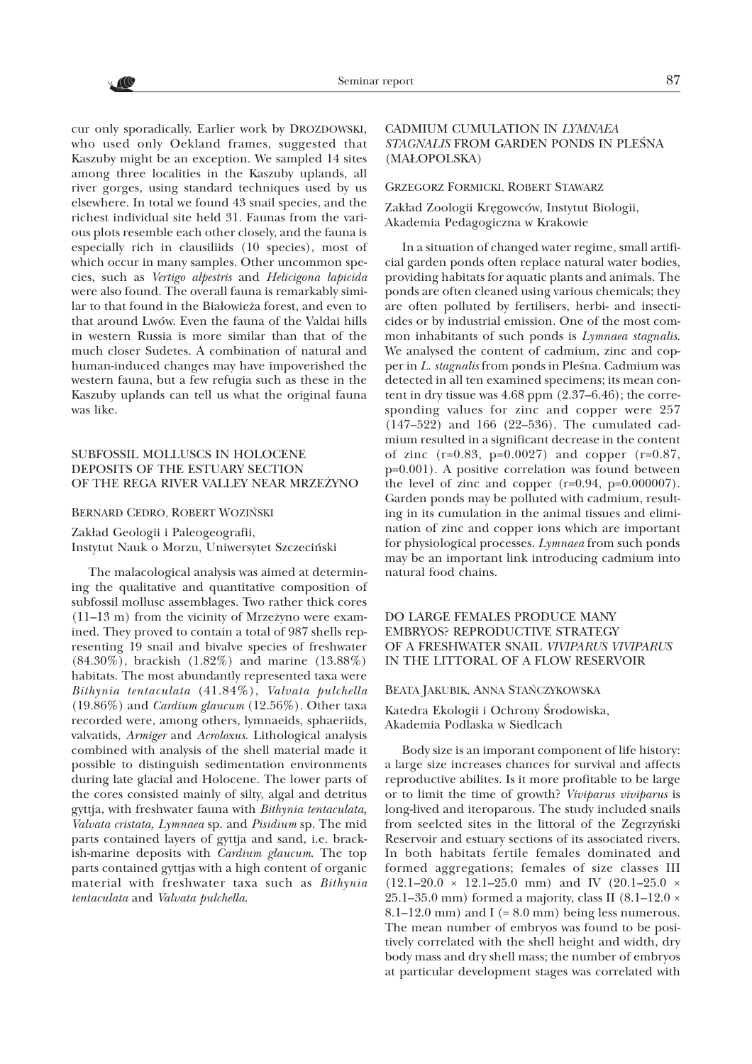cur only sporadically. Earlier work by DROZDOWSKI, who used only Oekland frames, suggested that Kaszuby might be an exception. We sampled 14 sites among three localities in the Kaszuby uplands, all river gorges, using standard techniques used by us elsewhere. In total we found 43 snail species, and the richest individual site held 31. Faunas from the various plots resemble each other closely, and the fauna is especially rich in clausiliids (10 species), most of which occur in many samples. Other uncommon species, such as *Vertigo alpestris* and *Helicigona lapicida* were also found. The overall fauna is remarkably similar to that found in the Białowieża forest, and even to that around Lwów. Even the fauna of the Valdai hills in western Russia is more similar than that of the much closer Sudetes. A combination of natural and human-induced changes may have impoverished the western fauna, but a few refugia such as these in the Kaszuby uplands can tell us what the original fauna was like.

## SUBFOSSIL MOLLUSCS IN HOLOCENE DEPOSITS OF THE ESTUARY SECTION OF THE REGA RIVER VALLEY NEAR MRZEŻYNO

BERNARD CEDRO, ROBERT WOZIŃSKI

Zakład Geologii i Paleogeografii, Instytut Nauk o Morzu, Uniwersytet Szczeciński

The malacological analysis was aimed at determining the qualitative and quantitative composition of subfossil mollusc assemblages. Two rather thick cores (11–13 m) from the vicinity of Mrzeżyno were examined. They proved to contain a total of 987 shells representing 19 snail and bivalve species of freshwater (84.30%), brackish (1.82%) and marine (13.88%) habitats. The most abundantly represented taxa were *Bithynia tentaculata* (41.84%), *Valvata pulchella* (19.86%) and *Cardium glaucum* (12.56%). Other taxa recorded were, among others, lymnaeids, sphaeriids, valvatids, *Armiger* and *Acroloxus*. Lithological analysis combined with analysis of the shell material made it possible to distinguish sedimentation environments during late glacial and Holocene. The lower parts of the cores consisted mainly of silty, algal and detritus gyttja, with freshwater fauna with *Bithynia tentaculata, Valvata cristata, Lymnaea* sp. and *Pisidium* sp. The mid parts contained layers of gyttja and sand, i.e. brackish-marine deposits with *Cardium glaucum*. The top parts contained gyttjas with a high content of organic material with freshwater taxa such as *Bithynia tentaculata* and *Valvata pulchella*.

## CADMIUM CUMULATION IN *LYMNAEA STAGNALIS* FROM GARDEN PONDS IN PLEŚNA (MAŁOPOLSKA)

GRZEGORZ FORMICKI, ROBERT STAWARZ

Zakład Zoologii Kręgowców, Instytut Biologii, Akademia Pedagogiczna w Krakowie

In a situation of changed water regime, small artificial garden ponds often replace natural water bodies, providing habitats for aquatic plants and animals. The ponds are often cleaned using various chemicals; they are often polluted by fertilisers, herbi- and insecticides or by industrial emission. One of the most common inhabitants of such ponds is *Lymnaea stagnalis*. We analysed the content of cadmium, zinc and copper in *L. stagnalis* from ponds in Pleśna. Cadmium was detected in all ten examined specimens; its mean content in dry tissue was 4.68 ppm (2.37–6.46); the corresponding values for zinc and copper were 257 (147–522) and 166 (22–536). The cumulated cadmium resulted in a significant decrease in the content of zinc ($r=0.83$, $p=0.0027$) and copper ($r=0.87$, $p=0.001$). A positive correlation was found between the level of zinc and copper ($r=0.94$, $p=0.000007$). Garden ponds may be polluted with cadmium, resulting in its cumulation in the animal tissues and elimination of zinc and copper ions which are important for physiological processes. *Lymnaea* from such ponds may be an important link introducing cadmium into natural food chains.

## DO LARGE FEMALES PRODUCE MANY EMBRYOS? REPRODUCTIVE STRATEGY OF A FRESHWATER SNAIL *VIVIPARUS VIVIPARUS* IN THE LITTORAL OF A FLOW RESERVOIR

BEATA JAKUBIK, ANNA STAŃCZYKOWSKA

Katedra Ekologii i Ochrony Środowiska, Akademia Podlaska w Siedlcach

Body size is an imporant component of life history: a large size increases chances for survival and affects reproductive abilites. Is it more profitable to be large or to limit the time of growth? *Viviparus viviparus* is long-lived and iteroparous. The study included snails from seelcted sites in the littoral of the Zegrzyński Reservoir and estuary sections of its associated rivers. In both habitats fertile females dominated and formed aggregations; females of size classes III (12.1–20.0 × 12.1–25.0 mm) and IV (20.1–25.0 × 25.1–35.0 mm) formed a majority, class II (8.1–12.0 × 8.1–12.0 mm) and I (= 8.0 mm) being less numerous. The mean number of embryos was found to be positively correlated with the shell height and width, dry body mass and dry shell mass; the number of embryos at particular development stages was correlated with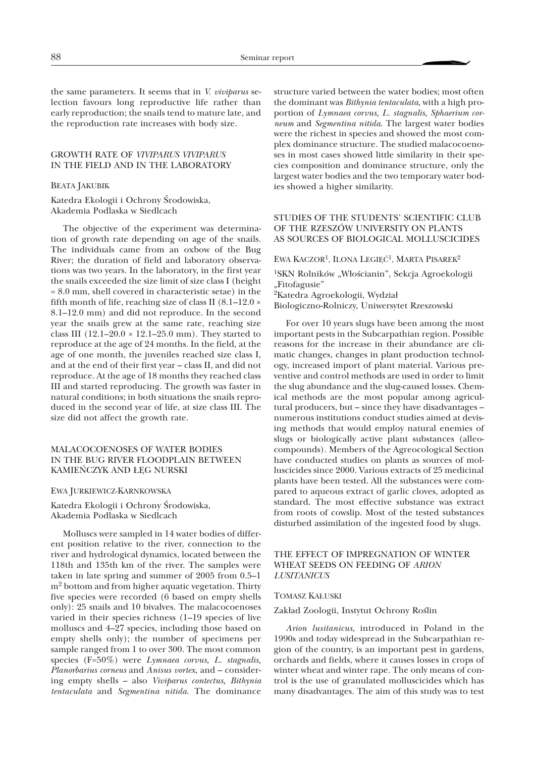the same parameters. It seems that in *V. viviparus* selection favours long reproductive life rather than early reproduction; the snails tend to mature late, and the reproduction rate increases with body size.

## GROWTH RATE OF *VIVIPARUS VIVIPARUS* IN THE FIELD AND IN THE LABORATORY

BEATA JAKUBIK

Katedra Ekologii i Ochrony Środowiska, Akademia Podlaska w Siedlcach

The objective of the experiment was determination of growth rate depending on age of the snails. The individuals came from an oxbow of the Bug River; the duration of field and laboratory observations was two years. In the laboratory, in the first year the snails exceeded the size limit of size class I (height = 8.0 mm, shell covered in characteristic setae) in the fifth month of life, reaching size of class II (8.1–12.0 × 8.1–12.0 mm) and did not reproduce. In the second year the snails grew at the same rate, reaching size class III (12.1–20.0 × 12.1–25.0 mm). They started to reproduce at the age of 24 months. In the field, at the age of one month, the juveniles reached size class I, and at the end of their first year – class II, and did not reproduce. At the age of 18 months they reached class III and started reproducing. The growth was faster in natural conditions; in both situations the snails reproduced in the second year of life, at size class III. The size did not affect the growth rate.

## MALACOCOENOSES OF WATER BODIES IN THE BUG RIVER FLOODPLAIN BETWEEN KAMIEŃCZYK AND ŁĘG NURSKI

EWA JURKIEWICZ-KARNKOWSKA

Katedra Ekologii i Ochrony Środowiska, Akademia Podlaska w Siedlcach

Molluscs were sampled in 14 water bodies of different position relative to the river, connection to the river and hydrological dynamics, located between the 118th and 135th km of the river. The samples were taken in late spring and summer of 2005 from 0.5–1 $m^2$ bottom and from higher aquatic vegetation. Thirty five species were recorded (6 based on empty shells only): 25 snails and 10 bivalves. The malacocoenoses varied in their species richness (1–19 species of live molluscs and 4–27 species, including those based on empty shells only); the number of specimens per sample ranged from 1 to over 300. The most common species (F=50%) were *Lymnaea corvus, L. stagnalis, Planorbarius corneus* and *Anisus vortex*, and – considering empty shells – also *Viviparus contectus, Bithynia tentaculata* and *Segmentina nitida*. The dominance structure varied between the water bodies; most often the dominant was *Bithynia tentaculata*, with a high proportion of *Lymnaea corvus, L. stagnalis, Sphaerium corneum* and *Segmentina nitida*. The largest water bodies were the richest in species and showed the most complex dominance structure. The studied malacocoenoses in most cases showed little similarity in their species composition and dominance structure, only the largest water bodies and the two temporary water bodies showed a higher similarity.

## STUDIES OF THE STUDENTS' SCIENTIFIC CLUB OF THE RZESZÓW UNIVERSITY ON PLANTS AS SOURCES OF BIOLOGICAL MOLLUSCICIDES

EWA KACZOR[1], ILONA LEGIĘĆ[1], MARTA PISAREK[2]

[1]SKN Rolników „Włościanin", Sekcja Agroekologii „Fitofagusie"
[2]Katedra Agroekologii, Wydział Biologiczno-Rolniczy, Uniwersytet Rzeszowski

For over 10 years slugs have been among the most important pests in the Subcarpathian region. Possible reasons for the increase in their abundance are climatic changes, changes in plant production technology, increased import of plant material. Various preventive and control methods are used in order to limit the slug abundance and the slug-caused losses. Chemical methods are the most popular among agricultural producers, but – since they have disadvantages – numerous institutions conduct studies aimed at devising methods that would employ natural enemies of slugs or biologically active plant substances (alleocompounds). Members of the Agroecological Section have conducted studies on plants as sources of molluscicides since 2000. Various extracts of 25 medicinal plants have been tested. All the substances were compared to aqueous extract of garlic cloves, adopted as standard. The most effective substance was extract from roots of cowslip. Most of the tested substances disturbed assimilation of the ingested food by slugs.

## THE EFFECT OF IMPREGNATION OF WINTER WHEAT SEEDS ON FEEDING OF *ARION LUSITANICUS*

TOMASZ KAŁUSKI

Zakład Zoologii, Instytut Ochrony Roślin

*Arion lusitanicus*, introduced in Poland in the 1990s and today widespread in the Subcarpathian region of the country, is an important pest in gardens, orchards and fields, where it causes losses in crops of winter wheat and winter rape. The only means of control is the use of granulated molluscicides which has many disadvantages. The aim of this study was to test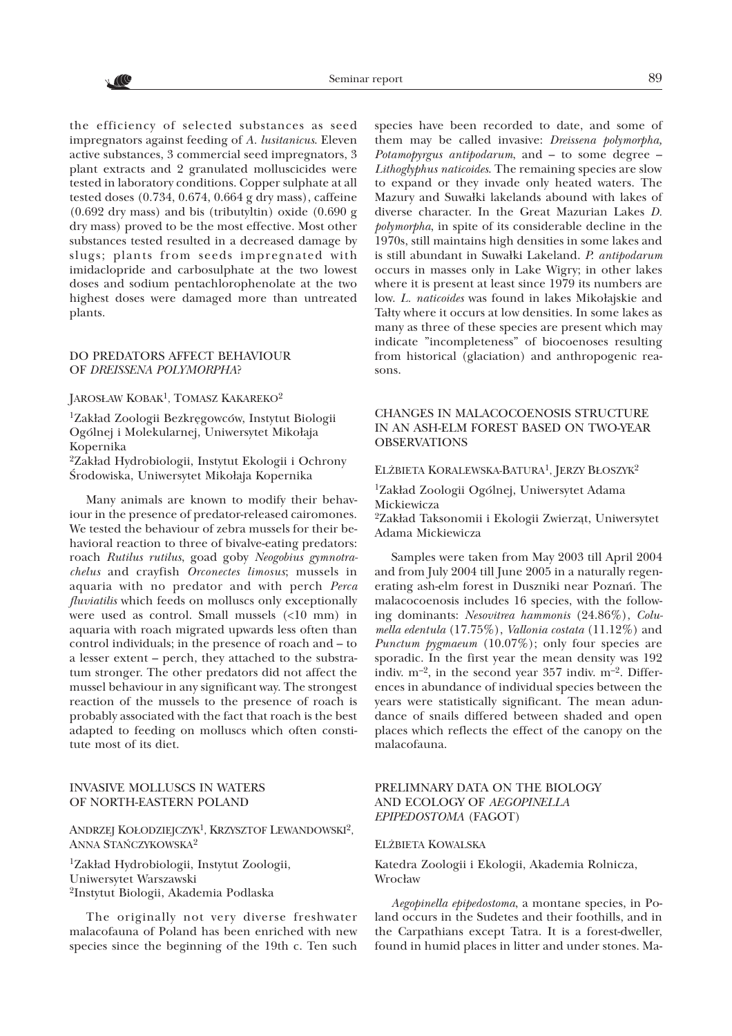the efficiency of selected substances as seed impregnators against feeding of *A. lusitanicus*. Eleven active substances, 3 commercial seed impregnators, 3 plant extracts and 2 granulated molluscicides were tested in laboratory conditions. Copper sulphate at all tested doses (0.734, 0.674, 0.664 g dry mass), caffeine (0.692 dry mass) and bis (tributyltin) oxide (0.690 g dry mass) proved to be the most effective. Most other substances tested resulted in a decreased damage by slugs; plants from seeds impregnated with imidaclopride and carbosulphate at the two lowest doses and sodium pentachlorophenolate at the two highest doses were damaged more than untreated plants.

## DO PREDATORS AFFECT BEHAVIOUR OF *DREISSENA POLYMORPHA*?

JAROSŁAW KOBAK[1], TOMASZ KAKAREKO[2]

[1]Zakład Zoologii Bezkręgowców, Instytut Biologii Ogólnej i Molekularnej, Uniwersytet Mikołaja Kopernika
[2]Zakład Hydrobiologii, Instytut Ekologii i Ochrony Środowiska, Uniwersytet Mikołaja Kopernika

Many animals are known to modify their behaviour in the presence of predator-released cairomones. We tested the behaviour of zebra mussels for their behavioral reaction to three of bivalve-eating predators: roach *Rutilus rutilus*, goad goby *Neogobius gymnotrachelus* and crayfish *Orconectes limosus*; mussels in aquaria with no predator and with perch *Perca fluviatilis* which feeds on molluscs only exceptionally were used as control. Small mussels (<10 mm) in aquaria with roach migrated upwards less often than control individuals; in the presence of roach and – to a lesser extent – perch, they attached to the substratum stronger. The other predators did not affect the mussel behaviour in any significant way. The strongest reaction of the mussels to the presence of roach is probably associated with the fact that roach is the best adapted to feeding on molluscs which often constitute most of its diet.

## INVASIVE MOLLUSCS IN WATERS OF NORTH-EASTERN POLAND

ANDRZEJ KOŁODZIEJCZYK[1], KRZYSZTOF LEWANDOWSKI[2], ANNA STAŃCZYKOWSKA[2]

[1]Zakład Hydrobiologii, Instytut Zoologii, Uniwersytet Warszawski
[2]Instytut Biologii, Akademia Podlaska

The originally not very diverse freshwater malacofauna of Poland has been enriched with new species since the beginning of the 19th c. Ten such species have been recorded to date, and some of them may be called invasive: *Dreissena polymorpha, Potamopyrgus antipodarum*, and – to some degree – *Lithoglyphus naticoides*. The remaining species are slow to expand or they invade only heated waters. The Mazury and Suwałki lakelands abound with lakes of diverse character. In the Great Mazurian Lakes *D. polymorpha*, in spite of its considerable decline in the 1970s, still maintains high densities in some lakes and is still abundant in Suwałki Lakeland. *P. antipodarum* occurs in masses only in Lake Wigry; in other lakes where it is present at least since 1979 its numbers are low. *L. naticoides* was found in lakes Mikołajskie and Tałty where it occurs at low densities. In some lakes as many as three of these species are present which may indicate "incompleteness" of biocoenoses resulting from historical (glaciation) and anthropogenic reasons.

## CHANGES IN MALACOCOENOSIS STRUCTURE IN AN ASH-ELM FOREST BASED ON TWO-YEAR OBSERVATIONS

ELŻBIETA KORALEWSKA-BATURA[1], JERZY BŁOSZYK[2]

[1]Zakład Zoologii Ogólnej, Uniwersytet Adama Mickiewicza
[2]Zakład Taksonomii i Ekologii Zwierząt, Uniwersytet Adama Mickiewicza

Samples were taken from May 2003 till April 2004 and from July 2004 till June 2005 in a naturally regenerating ash-elm forest in Duszniki near Poznań. The malacocoenosis includes 16 species, with the following dominants: *Nesovitrea hammonis* (24.86%), *Columella edentula* (17.75%), *Vallonia costata* (11.12%) and *Punctum pygmaeum* (10.07%); only four species are sporadic. In the first year the mean density was 192 indiv. m$^{-2}$, in the second year 357 indiv. m$^{-2}$. Differences in abundance of individual species between the years were statistically significant. The mean abundance of snails differed between shaded and open places which reflects the effect of the canopy on the malacofauna.

## PRELIMNARY DATA ON THE BIOLOGY AND ECOLOGY OF *AEGOPINELLA EPIPEDOSTOMA* (FAGOT)

ELŻBIETA KOWALSKA

Katedra Zoologii i Ekologii, Akademia Rolnicza, Wrocław

*Aegopinella epipedostoma*, a montane species, in Poland occurs in the Sudetes and their foothills, and in the Carpathians except Tatra. It is a forest-dweller, found in humid places in litter and under stones. Ma-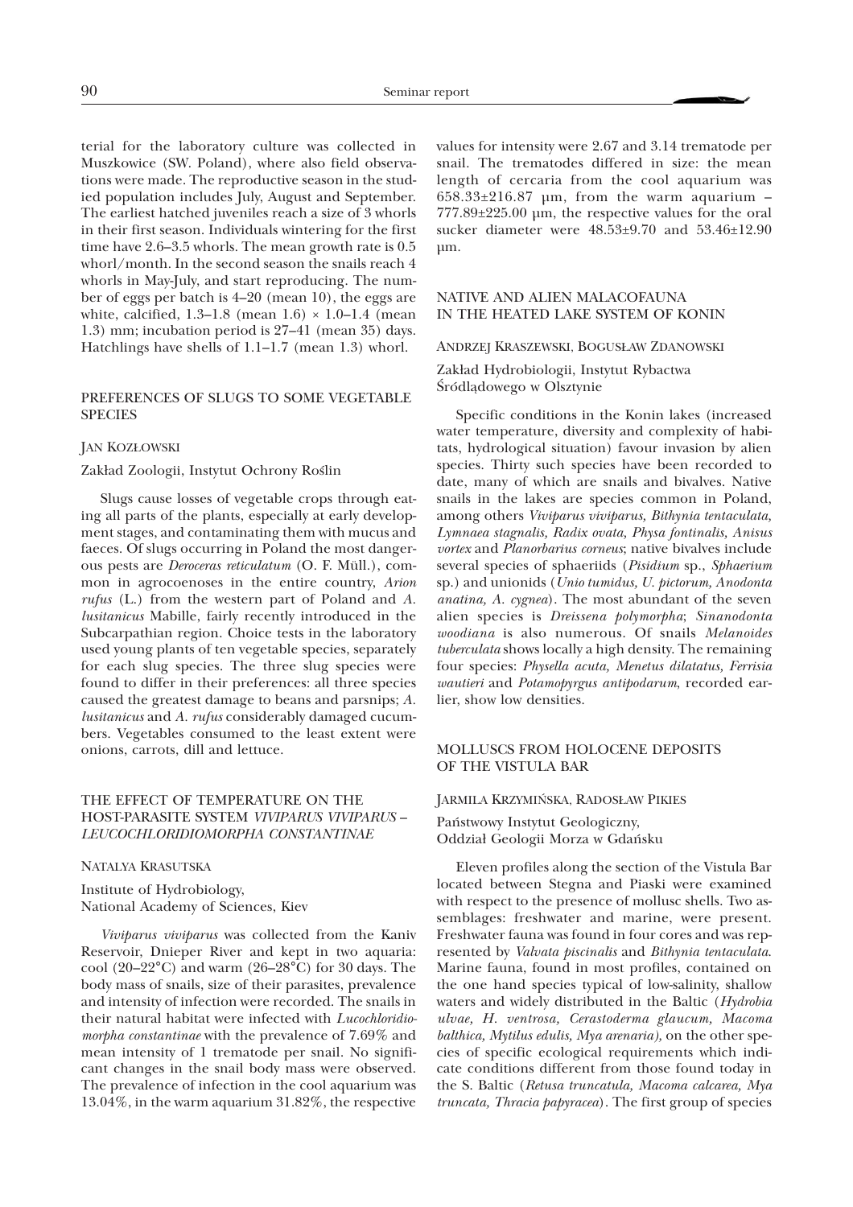terial for the laboratory culture was collected in Muszkowice (SW. Poland), where also field observations were made. The reproductive season in the studied population includes July, August and September. The earliest hatched juveniles reach a size of 3 whorls in their first season. Individuals wintering for the first time have 2.6–3.5 whorls. The mean growth rate is 0.5 whorl/month. In the second season the snails reach 4 whorls in May-July, and start reproducing. The number of eggs per batch is 4–20 (mean 10), the eggs are white, calcified, 1.3–1.8 (mean 1.6) × 1.0–1.4 (mean 1.3) mm; incubation period is 27–41 (mean 35) days. Hatchlings have shells of 1.1–1.7 (mean 1.3) whorl.

## PREFERENCES OF SLUGS TO SOME VEGETABLE SPECIES

JAN KOZŁOWSKI

Zakład Zoologii, Instytut Ochrony Roślin

Slugs cause losses of vegetable crops through eating all parts of the plants, especially at early development stages, and contaminating them with mucus and faeces. Of slugs occurring in Poland the most dangerous pests are *Deroceras reticulatum* (O. F. Müll.), common in agrocoenoses in the entire country, *Arion rufus* (L.) from the western part of Poland and *A. lusitanicus* Mabille, fairly recently introduced in the Subcarpathian region. Choice tests in the laboratory used young plants of ten vegetable species, separately for each slug species. The three slug species were found to differ in their preferences: all three species caused the greatest damage to beans and parsnips; *A. lusitanicus* and *A. rufus* considerably damaged cucumbers. Vegetables consumed to the least extent were onions, carrots, dill and lettuce.

## THE EFFECT OF TEMPERATURE ON THE HOST-PARASITE SYSTEM *VIVIPARUS VIVIPARUS* – *LEUCOCHLORIDIOMORPHA CONSTANTINAE*

NATALYA KRASUTSKA

Institute of Hydrobiology,
National Academy of Sciences, Kiev

*Viviparus viviparus* was collected from the Kaniv Reservoir, Dnieper River and kept in two aquaria: cool (20–22°C) and warm (26–28°C) for 30 days. The body mass of snails, size of their parasites, prevalence and intensity of infection were recorded. The snails in their natural habitat were infected with *Lucochloridiomorpha constantinae* with the prevalence of 7.69% and mean intensity of 1 trematode per snail. No significant changes in the snail body mass were observed. The prevalence of infection in the cool aquarium was 13.04%, in the warm aquarium 31.82%, the respective values for intensity were 2.67 and 3.14 trematode per snail. The trematodes differed in size: the mean length of cercaria from the cool aquarium was 658.33±216.87 µm, from the warm aquarium – 777.89±225.00 µm, the respective values for the oral sucker diameter were 48.53±9.70 and 53.46±12.90 µm.

## NATIVE AND ALIEN MALACOFAUNA IN THE HEATED LAKE SYSTEM OF KONIN

ANDRZEJ KRASZEWSKI, BOGUSŁAW ZDANOWSKI

Zakład Hydrobiologii, Instytut Rybactwa Śródlądowego w Olsztynie

Specific conditions in the Konin lakes (increased water temperature, diversity and complexity of habitats, hydrological situation) favour invasion by alien species. Thirty such species have been recorded to date, many of which are snails and bivalves. Native snails in the lakes are species common in Poland, among others *Viviparus viviparus, Bithynia tentaculata, Lymnaea stagnalis, Radix ovata, Physa fontinalis, Anisus vortex* and *Planorbarius corneus*; native bivalves include several species of sphaeriids (*Pisidium* sp., *Sphaerium* sp.) and unionids (*Unio tumidus, U. pictorum, Anodonta anatina, A. cygnea*). The most abundant of the seven alien species is *Dreissena polymorpha*; *Sinanodonta woodiana* is also numerous. Of snails *Melanoides tuberculata* shows locally a high density. The remaining four species: *Physella acuta, Menetus dilatatus, Ferrisia wautieri* and *Potamopyrgus antipodarum*, recorded earlier, show low densities.

## MOLLUSCS FROM HOLOCENE DEPOSITS OF THE VISTULA BAR

JARMILA KRZYMIŃSKA, RADOSŁAW PIKIES

Państwowy Instytut Geologiczny,
Oddział Geologii Morza w Gdańsku

Eleven profiles along the section of the Vistula Bar located between Stegna and Piaski were examined with respect to the presence of mollusc shells. Two assemblages: freshwater and marine, were present. Freshwater fauna was found in four cores and was represented by *Valvata piscinalis* and *Bithynia tentaculata*. Marine fauna, found in most profiles, contained on the one hand species typical of low-salinity, shallow waters and widely distributed in the Baltic (*Hydrobia ulvae, H. ventrosa, Cerastoderma glaucum, Macoma balthica, Mytilus edulis, Mya arenaria),* on the other species of specific ecological requirements which indicate conditions different from those found today in the S. Baltic (*Retusa truncatula, Macoma calcarea, Mya truncata, Thracia papyracea*). The first group of species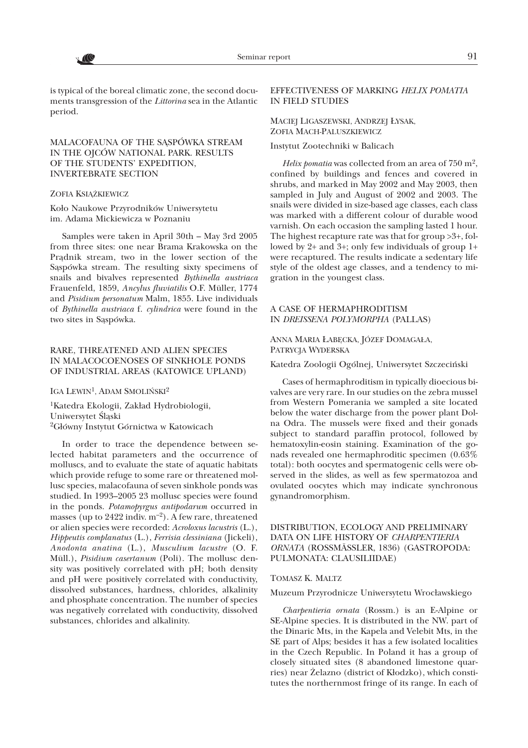is typical of the boreal climatic zone, the second documents transgression of the *Littorina* sea in the Atlantic period.

## MALACOFAUNA OF THE SĄSPÓWKA STREAM IN THE OJCÓW NATIONAL PARK. RESULTS OF THE STUDENTS' EXPEDITION, INVERTEBRATE SECTION

ZOFIA KSIĄŻKIEWICZ

Koło Naukowe Przyrodników Uniwersytetu im. Adama Mickiewicza w Poznaniu

Samples were taken in April 30th – May 3rd 2005 from three sites: one near Brama Krakowska on the Prądnik stream, two in the lower section of the Sąspówka stream. The resulting sixty specimens of snails and bivalves represented *Bythinella austriaca* Frauenfeld, 1859, *Ancylus fluviatilis* O.F. Müller, 1774 and *Pisidium personatum* Malm, 1855. Live individuals of *Bythinella austriaca* f. *cylindrica* were found in the two sites in Sąspówka.

## RARE, THREATENED AND ALIEN SPECIES IN MALACOCOENOSES OF SINKHOLE PONDS OF INDUSTRIAL AREAS (KATOWICE UPLAND)

IGA LEWIN[1], ADAM SMOLIŃSKI[2]

[1]Katedra Ekologii, Zakład Hydrobiologii, Uniwersytet Śląski
[2]Główny Instytut Górnictwa w Katowicach

In order to trace the dependence between selected habitat parameters and the occurrence of molluscs, and to evaluate the state of aquatic habitats which provide refuge to some rare or threatened mollusc species, malacofauna of seven sinkhole ponds was studied. In 1993–2005 23 mollusc species were found in the ponds. *Potamopyrgus antipodarum* occurred in masses (up to 2422 indiv. $m^{-2}$). A few rare, threatened or alien species were recorded: *Acroloxus lacustris* (L.), *Hippeutis complanatus* (L.), *Ferrisia clessiniana* (Jickeli), *Anodonta anatina* (L.), *Musculium lacustre* (O. F. Müll.), *Pisidium casertanum* (Poli). The mollusc density was positively correlated with pH; both density and pH were positively correlated with conductivity, dissolved substances, hardness, chlorides, alkalinity and phosphate concentration. The number of species was negatively correlated with conductivity, dissolved substances, chlorides and alkalinity.

## EFFECTIVENESS OF MARKING *HELIX POMATIA* IN FIELD STUDIES

MACIEJ LIGASZEWSKI, ANDRZEJ ŁYSAK, ZOFIA MACH-PALUSZKIEWICZ

Instytut Zootechniki w Balicach

*Helix pomatia* was collected from an area of 750 $m^2$, confined by buildings and fences and covered in shrubs, and marked in May 2002 and May 2003, then sampled in July and August of 2002 and 2003. The snails were divided in size-based age classes, each class was marked with a different colour of durable wood varnish. On each occasion the sampling lasted 1 hour. The highest recapture rate was that for group >3+, followed by 2+ and 3+; only few individuals of group 1+ were recaptured. The results indicate a sedentary life style of the oldest age classes, and a tendency to migration in the youngest class.

## A CASE OF HERMAPHRODITISM IN *DREISSENA POLYMORPHA* (PALLAS)

ANNA MARIA ŁABĘCKA, JÓZEF DOMAGAŁA, PATRYCJA WYDERSKA

Katedra Zoologii Ogólnej, Uniwersytet Szczeciński

Cases of hermaphroditism in typically dioecious bivalves are very rare. In our studies on the zebra mussel from Western Pomerania we sampled a site located below the water discharge from the power plant Dolna Odra. The mussels were fixed and their gonads subject to standard paraffin protocol, followed by hematoxylin-eosin staining. Examination of the gonads revealed one hermaphroditic specimen (0.63% total): both oocytes and spermatogenic cells were observed in the slides, as well as few spermatozoa and ovulated oocytes which may indicate synchronous gynandromorphism.

## DISTRIBUTION, ECOLOGY AND PRELIMINARY DATA ON LIFE HISTORY OF *CHARPENTIERIA ORNATA* (ROSSMÄSSLER, 1836) (GASTROPODA: PULMONATA: CLAUSILIIDAE)

TOMASZ K. MALTZ

Muzeum Przyrodnicze Uniwersytetu Wrocławskiego

*Charpentieria ornata* (Rossm.) is an E-Alpine or SE-Alpine species. It is distributed in the NW. part of the Dinaric Mts, in the Kapela and Velebit Mts, in the SE part of Alps; besides it has a few isolated localities in the Czech Republic. In Poland it has a group of closely situated sites (8 abandoned limestone quarries) near Żelazno (district of Kłodzko), which constitutes the northernmost fringe of its range. In each of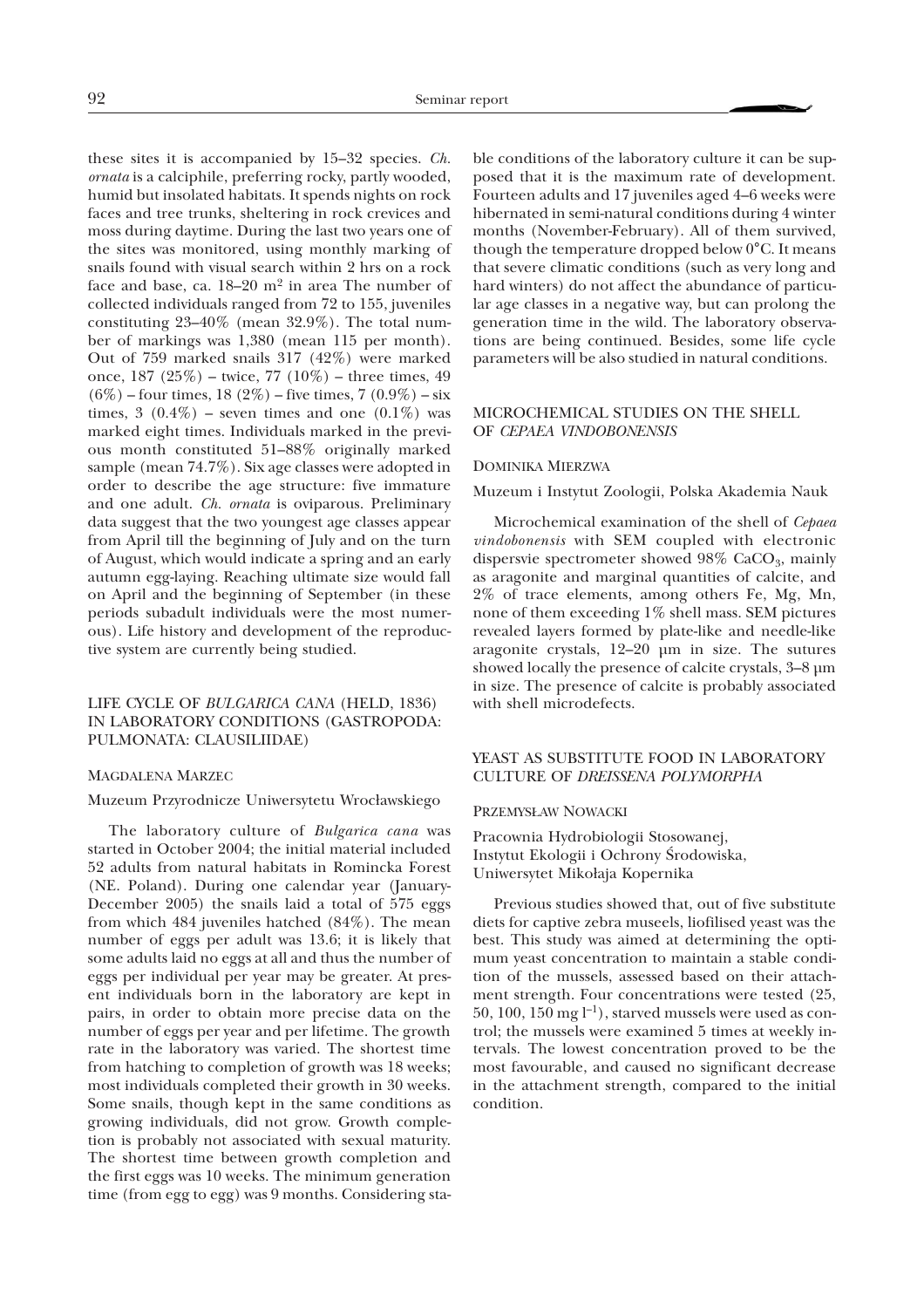these sites it is accompanied by 15–32 species. *Ch. ornata* is a calciphile, preferring rocky, partly wooded, humid but insolated habitats. It spends nights on rock faces and tree trunks, sheltering in rock crevices and moss during daytime. During the last two years one of the sites was monitored, using monthly marking of snails found with visual search within 2 hrs on a rock face and base, ca. 18–20 m$^2$ in area The number of collected individuals ranged from 72 to 155, juveniles constituting 23–40% (mean 32.9%). The total number of markings was 1,380 (mean 115 per month). Out of 759 marked snails 317 (42%) were marked once, 187 (25%) – twice, 77 (10%) – three times, 49 (6%) – four times, 18 (2%) – five times, 7 (0.9%) – six times, 3 (0.4%) – seven times and one (0.1%) was marked eight times. Individuals marked in the previous month constituted 51–88% originally marked sample (mean 74.7%). Six age classes were adopted in order to describe the age structure: five immature and one adult. *Ch. ornata* is oviparous. Preliminary data suggest that the two youngest age classes appear from April till the beginning of July and on the turn of August, which would indicate a spring and an early autumn egg-laying. Reaching ultimate size would fall on April and the beginning of September (in these periods subadult individuals were the most numerous). Life history and development of the reproductive system are currently being studied.

## LIFE CYCLE OF *BULGARICA CANA* (HELD, 1836) IN LABORATORY CONDITIONS (GASTROPODA: PULMONATA: CLAUSILIIDAE)

MAGDALENA MARZEC

Muzeum Przyrodnicze Uniwersytetu Wrocławskiego

The laboratory culture of *Bulgarica cana* was started in October 2004; the initial material included 52 adults from natural habitats in Rominka Forest (NE. Poland). During one calendar year (January-December 2005) the snails laid a total of 575 eggs from which 484 juveniles hatched (84%). The mean number of eggs per adult was 13.6; it is likely that some adults laid no eggs at all and thus the number of eggs per individual per year may be greater. At present individuals born in the laboratory are kept in pairs, in order to obtain more precise data on the number of eggs per year and per lifetime. The growth rate in the laboratory was varied. The shortest time from hatching to completion of growth was 18 weeks; most individuals completed their growth in 30 weeks. Some snails, though kept in the same conditions as growing individuals, did not grow. Growth completion is probably not associated with sexual maturity. The shortest time between growth completion and the first eggs was 10 weeks. The minimum generation time (from egg to egg) was 9 months. Considering stable conditions of the laboratory culture it can be supposed that it is the maximum rate of development. Fourteen adults and 17 juveniles aged 4–6 weeks were hibernated in semi-natural conditions during 4 winter months (November-February). All of them survived, though the temperature dropped below 0°C. It means that severe climatic conditions (such as very long and hard winters) do not affect the abundance of particular age classes in a negative way, but can prolong the generation time in the wild. The laboratory observations are being continued. Besides, some life cycle parameters will be also studied in natural conditions.

## MICROCHEMICAL STUDIES ON THE SHELL OF *CEPAEA VINDOBONENSIS*

DOMINIKA MIERZWA

Muzeum i Instytut Zoologii, Polska Akademia Nauk

Microchemical examination of the shell of *Cepaea vindobonensis* with SEM coupled with electronic dispersvie spectrometer showed 98% $CaCO_3$, mainly as aragonite and marginal quantities of calcite, and 2% of trace elements, among others Fe, Mg, Mn, none of them exceeding 1% shell mass. SEM pictures revealed layers formed by plate-like and needle-like aragonite crystals, 12–20 µm in size. The sutures showed locally the presence of calcite crystals, 3–8 µm in size. The presence of calcite is probably associated with shell microdefects.

## YEAST AS SUBSTITUTE FOOD IN LABORATORY CULTURE OF *DREISSENA POLYMORPHA*

PRZEMYSŁAW NOWACKI

Pracownia Hydrobiologii Stosowanej,
Instytut Ekologii i Ochrony Środowiska,
Uniwersytet Mikołaja Kopernika

Previous studies showed that, out of five substitute diets for captive zebra museels, liofilised yeast was the best. This study was aimed at determining the optimum yeast concentration to maintain a stable condition of the mussels, assessed based on their attachment strength. Four concentrations were tested (25, 50, 100, 150 mg l$^{-1}$), starved mussels were used as control; the mussels were examined 5 times at weekly intervals. The lowest concentration proved to be the most favourable, and caused no significant decrease in the attachment strength, compared to the initial condition.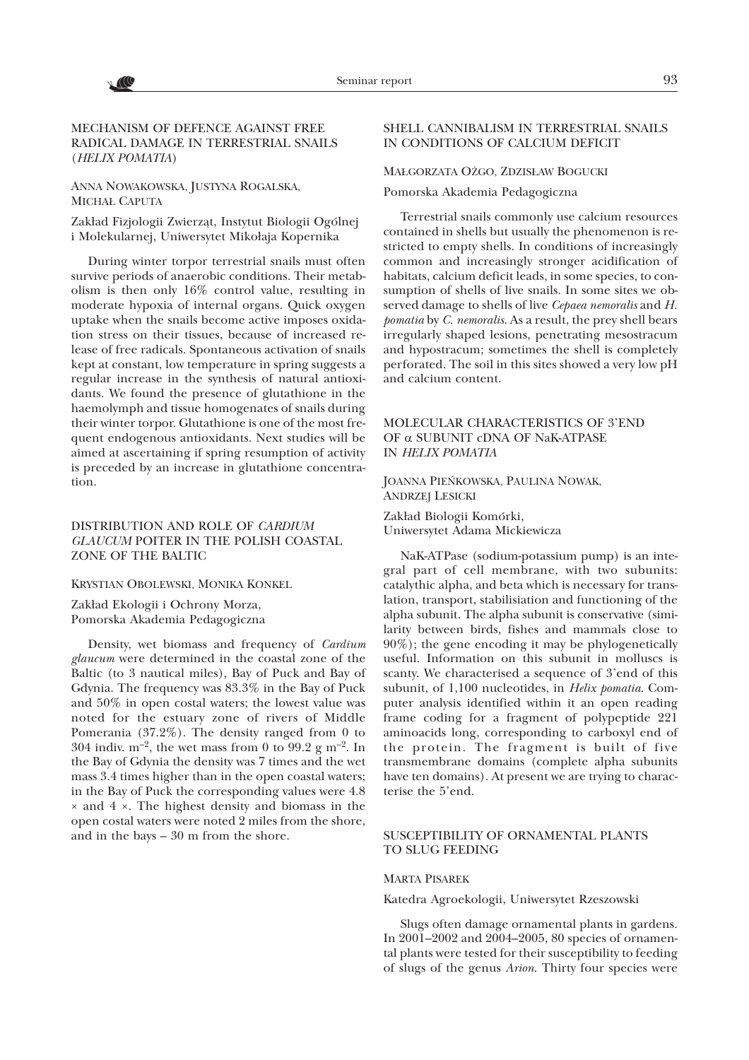## MECHANISM OF DEFENCE AGAINST FREE RADICAL DAMAGE IN TERRESTRIAL SNAILS (*HELIX POMATIA*)

ANNA NOWAKOWSKA, JUSTYNA ROGALSKA, MICHAŁ CAPUTA

Zakład Fizjologii Zwierząt, Instytut Biologii Ogólnej i Molekularnej, Uniwersytet Mikołaja Kopernika

During winter torpor terrestrial snails must often survive periods of anaerobic conditions. Their metabolism is then only 16% control value, resulting in moderate hypoxia of internal organs. Quick oxygen uptake when the snails become active imposes oxidation stress on their tissues, because of increased release of free radicals. Spontaneous activation of snails kept at constant, low temperature in spring suggests a regular increase in the synthesis of natural antioxidants. We found the presence of glutathione in the haemolymph and tissue homogenates of snails during their winter torpor. Glutathione is one of the most frequent endogenous antioxidants. Next studies will be aimed at ascertaining if spring resumption of activity is preceded by an increase in glutathione concentration.

## DISTRIBUTION AND ROLE OF *CARDIUM GLAUCUM* POITER IN THE POLISH COASTAL ZONE OF THE BALTIC

KRYSTIAN OBOLEWSKI, MONIKA KONKEL

Zakład Ekologii i Ochrony Morza, Pomorska Akademia Pedagogiczna

Density, wet biomass and frequency of *Cardium glaucum* were determined in the coastal zone of the Baltic (to 3 nautical miles), Bay of Puck and Bay of Gdynia. The frequency was 83.3% in the Bay of Puck and 50% in open costal waters; the lowest value was noted for the estuary zone of rivers of Middle Pomerania (37.2%). The density ranged from 0 to 304 indiv. $m^{-2}$, the wet mass from 0 to 99.2 g $m^{-2}$. In the Bay of Gdynia the density was 7 times and the wet mass 3.4 times higher than in the open coastal waters; in the Bay of Puck the corresponding values were 4.8 × and 4 ×. The highest density and biomass in the open costal waters were noted 2 miles from the shore, and in the bays – 30 m from the shore.

## SHELL CANNIBALISM IN TERRESTRIAL SNAILS IN CONDITIONS OF CALCIUM DEFICIT

MAŁGORZATA OŻGO, ZDZISŁAW BOGUCKI

Pomorska Akademia Pedagogiczna

Terrestrial snails commonly use calcium resources contained in shells but usually the phenomenon is restricted to empty shells. In conditions of increasingly common and increasingly stronger acidification of habitats, calcium deficit leads, in some species, to consumption of shells of live snails. In some sites we observed damage to shells of live *Cepaea nemoralis* and *H. pomatia* by *C. nemoralis*. As a result, the prey shell bears irregularly shaped lesions, penetrating mesostracum and hypostracum; sometimes the shell is completely perforated. The soil in this sites showed a very low pH and calcium content.

## MOLECULAR CHARACTERISTICS OF 3'END OF α SUBUNIT cDNA OF NaK-ATPASE IN *HELIX POMATIA*

JOANNA PIEŃKOWSKA, PAULINA NOWAK, ANDRZEJ LESICKI

Zakład Biologii Komórki, Uniwersytet Adama Mickiewicza

NaK-ATPase (sodium-potassium pump) is an integral part of cell membrane, with two subunits: catalythic alpha, and beta which is necessary for translation, transport, stabilisiation and functioning of the alpha subunit. The alpha subunit is conservative (similarity between birds, fishes and mammals close to 90%); the gene encoding it may be phylogenetically useful. Information on this subunit in molluscs is scanty. We characterised a sequence of 3'end of this subunit, of 1,100 nucleotides, in *Helix pomatia*. Computer analysis identified within it an open reading frame coding for a fragment of polypeptide 221 aminoacids long, corresponding to carboxyl end of the protein. The fragment is built of five transmembrane domains (complete alpha subunits have ten domains). At present we are trying to characterise the 5'end.

## SUSCEPTIBILITY OF ORNAMENTAL PLANTS TO SLUG FEEDING

MARTA PISAREK

Katedra Agroekologii, Uniwersytet Rzeszowski

Slugs often damage ornamental plants in gardens. In 2001–2002 and 2004–2005, 80 species of ornamental plants were tested for their susceptibility to feeding of slugs of the genus *Arion*. Thirty four species were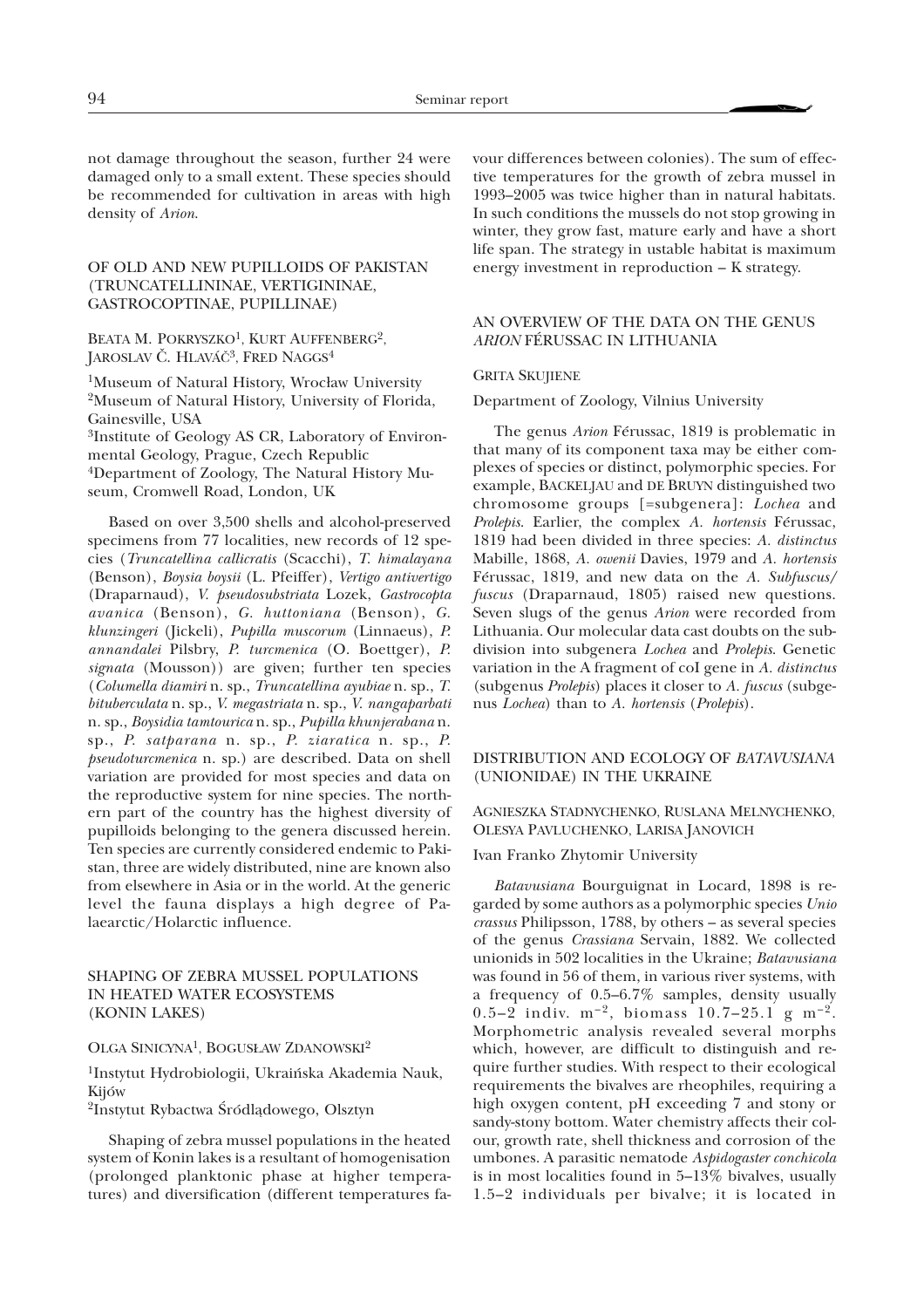not damage throughout the season, further 24 were damaged only to a small extent. These species should be recommended for cultivation in areas with high density of *Arion*.

## OF OLD AND NEW PUPILLOIDS OF PAKISTAN (TRUNCATELLININAE, VERTIGININAE, GASTROCOPTINAE, PUPILLINAE)

BEATA M. POKRYSZKO[1], KURT AUFFENBERG[2], JAROSLAV Č. HLAVÁČ[3], FRED NAGGS[4]

[1]Museum of Natural History, Wrocław University
[2]Museum of Natural History, University of Florida, Gainesville, USA
[3]Institute of Geology AS CR, Laboratory of Environmental Geology, Prague, Czech Republic
[4]Department of Zoology, The Natural History Museum, Cromwell Road, London, UK

Based on over 3,500 shells and alcohol-preserved specimens from 77 localities, new records of 12 species (*Truncatellina callicratis* (Scacchi), *T. himalayana* (Benson), *Boysia boysii* (L. Pfeiffer), *Vertigo antivertigo* (Draparnaud), *V. pseudosubstriata* Lozek, *Gastrocopta avanica* (Benson), *G. huttoniana* (Benson), *G. klunzingeri* (Jickeli), *Pupilla muscorum* (Linnaeus), *P. annandalei* Pilsbry, *P. turcmenica* (O. Boettger), *P. signata* (Mousson)) are given; further ten species (*Columella diamiri* n. sp., *Truncatellina ayubiae* n. sp., *T. bituberculata* n. sp., *V. megastriata* n. sp., *V. nangaparbati* n. sp., *Boysidia tamtourica* n. sp., *Pupilla khunjerabana* n. sp., *P. satparana* n. sp., *P. ziaratica* n. sp., *P. pseudoturcmenica* n. sp.) are described. Data on shell variation are provided for most species and data on the reproductive system for nine species. The northern part of the country has the highest diversity of pupilloids belonging to the genera discussed herein. Ten species are currently considered endemic to Pakistan, three are widely distributed, nine are known also from elsewhere in Asia or in the world. At the generic level the fauna displays a high degree of Palaearctic/Holarctic influence.

## SHAPING OF ZEBRA MUSSEL POPULATIONS IN HEATED WATER ECOSYSTEMS (KONIN LAKES)

OLGA SINICYNA[1], BOGUSŁAW ZDANOWSKI[2]

[1]Instytut Hydrobiologii, Ukraińska Akademia Nauk, Kijów
[2]Instytut Rybactwa Śródlądowego, Olsztyn

Shaping of zebra mussel populations in the heated system of Konin lakes is a resultant of homogenisation (prolonged planktonic phase at higher temperatures) and diversification (different temperatures favour differences between colonies). The sum of effective temperatures for the growth of zebra mussel in 1993–2005 was twice higher than in natural habitats. In such conditions the mussels do not stop growing in winter, they grow fast, mature early and have a short life span. The strategy in ustable habitat is maximum energy investment in reproduction – K strategy.

## AN OVERVIEW OF THE DATA ON THE GENUS *ARION* FÉRUSSAC IN LITHUANIA

GRITA SKUJIENE

Department of Zoology, Vilnius University

The genus *Arion* Férussac, 1819 is problematic in that many of its component taxa may be either complexes of species or distinct, polymorphic species. For example, BACKELJAU and DE BRUYN distinguished two chromosome groups [=subgenera]: *Lochea* and *Prolepis*. Earlier, the complex *A. hortensis* Férussac, 1819 had been divided in three species: *A. distinctus* Mabille, 1868, *A. owenii* Davies, 1979 and *A. hortensis* Férussac, 1819, and new data on the *A. Subfuscus/fuscus* (Draparnaud, 1805) raised new questions. Seven slugs of the genus *Arion* were recorded from Lithuania. Our molecular data cast doubts on the subdivision into subgenera *Lochea* and *Prolepis*. Genetic variation in the A fragment of coI gene in *A. distinctus* (subgenus *Prolepis*) places it closer to *A. fuscus* (subgenus *Lochea*) than to *A. hortensis* (*Prolepis*).

## DISTRIBUTION AND ECOLOGY OF *BATAVUSIANA* (UNIONIDAE) IN THE UKRAINE

AGNIESZKA STADNYCHENKO, RUSLANA MELNYCHENKO, OLESYA PAVLUCHENKO, LARISA JANOVICH

Ivan Franko Zhytomir University

*Batavusiana* Bourguignat in Locard, 1898 is regarded by some authors as a polymorphic species *Unio crassus* Philipsson, 1788, by others – as several species of the genus *Crassiana* Servain, 1882. We collected unionids in 502 localities in the Ukraine; *Batavusiana* was found in 56 of them, in various river systems, with a frequency of 0.5–6.7% samples, density usually 0.5–2 indiv. $m^{-2}$, biomass 10.7–25.1 g $m^{-2}$. Morphometric analysis revealed several morphs which, however, are difficult to distinguish and require further studies. With respect to their ecological requirements the bivalves are rheophiles, requiring a high oxygen content, pH exceeding 7 and stony or sandy-stony bottom. Water chemistry affects their colour, growth rate, shell thickness and corrosion of the umbones. A parasitic nematode *Aspidogaster conchicola* is in most localities found in 5–13% bivalves, usually 1.5–2 individuals per bivalve; it is located in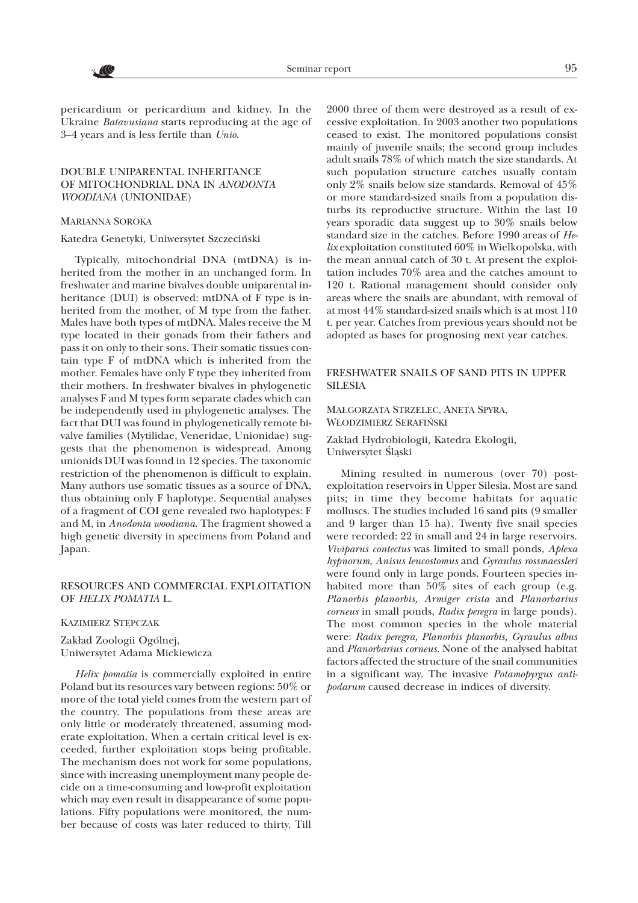pericardium or pericardium and kidney. In the Ukraine *Batavusiana* starts reproducing at the age of 3–4 years and is less fertile than *Unio*.

## DOUBLE UNIPARENTAL INHERITANCE OF MITOCHONDRIAL DNA IN *ANODONTA WOODIANA* (UNIONIDAE)

MARIANNA SOROKA

Katedra Genetyki, Uniwersytet Szczeciński

Typically, mitochondrial DNA (mtDNA) is inherited from the mother in an unchanged form. In freshwater and marine bivalves double uniparental inheritance (DUI) is observed: mtDNA of F type is inherited from the mother, of M type from the father. Males have both types of mtDNA. Males receive the M type located in their gonads from their fathers and pass it on only to their sons. Their somatic tissues contain type F of mtDNA which is inherited from the mother. Females have only F type they inherited from their mothers. In freshwater bivalves in phylogenetic analyses F and M types form separate clades which can be independently used in phylogenetic analyses. The fact that DUI was found in phylogenetically remote bivalve families (Mytilidae, Veneridae, Unionidae) suggests that the phenomenon is widespread. Among unionids DUI was found in 12 species. The taxonomic restriction of the phenomenon is difficult to explain. Many authors use somatic tissues as a source of DNA, thus obtaining only F haplotype. Sequential analyses of a fragment of COI gene revealed two haplotypes: F and M, in *Anodonta woodiana*. The fragment showed a high genetic diversity in specimens from Poland and Japan.

## RESOURCES AND COMMERCIAL EXPLOITATION OF *HELIX POMATIA* L.

KAZIMIERZ STĘPCZAK

Zakład Zoologii Ogólnej,
Uniwersytet Adama Mickiewicza

*Helix pomatia* is commercially exploited in entire Poland but its resources vary between regions: 50% or more of the total yield comes from the western part of the country. The populations from these areas are only little or moderately threatened, assuming moderate exploitation. When a certain critical level is exceeded, further exploitation stops being profitable. The mechanism does not work for some populations, since with increasing unemployment many people decide on a time-consuming and low-profit exploitation which may even result in disappearance of some populations. Fifty populations were monitored, the number because of costs was later reduced to thirty. Till 2000 three of them were destroyed as a result of excessive exploitation. In 2003 another two populations ceased to exist. The monitored populations consist mainly of juvenile snails; the second group includes adult snails 78% of which match the size standards. At such population structure catches usually contain only 2% snails below size standards. Removal of 45% or more standard-sized snails from a population disturbs its reproductive structure. Within the last 10 years sporadic data suggest up to 30% snails below standard size in the catches. Before 1990 areas of *Helix* exploitation constituted 60% in Wielkopolska, with the mean annual catch of 30 t. At present the exploitation includes 70% area and the catches amount to 120 t. Rational management should consider only areas where the snails are abundant, with removal of at most 44% standard-sized snails which is at most 110 t. per year. Catches from previous years should not be adopted as bases for prognosing next year catches.

## FRESHWATER SNAILS OF SAND PITS IN UPPER SILESIA

MAŁGORZATA STRZELEC, ANETA SPYRA, WŁODZIMIERZ SERAFIŃSKI

Zakład Hydrobiologii, Katedra Ekologii,
Uniwersytet Śląski

Mining resulted in numerous (over 70) post-exploitation reservoirs in Upper Silesia. Most are sand pits; in time they become habitats for aquatic molluscs. The studies included 16 sand pits (9 smaller and 9 larger than 15 ha). Twenty five snail species were recorded: 22 in small and 24 in large reservoirs. *Viviparus contectus* was limited to small ponds, *Aplexa hypnorum*, *Anisus leucostomus* and *Gyraulus rossmaessleri* were found only in large ponds. Fourteen species inhabited more than 50% sites of each group (e.g. *Planorbis planorbis, Armiger crista* and *Planorbarius corneus* in small ponds, *Radix peregra* in large ponds). The most common species in the whole material were: *Radix peregra, Planorbis planorbis, Gyraulus albus* and *Planorbarius corneus*. None of the analysed habitat factors affected the structure of the snail communities in a significant way. The invasive *Potamopyrgus antipodarum* caused decrease in indices of diversity.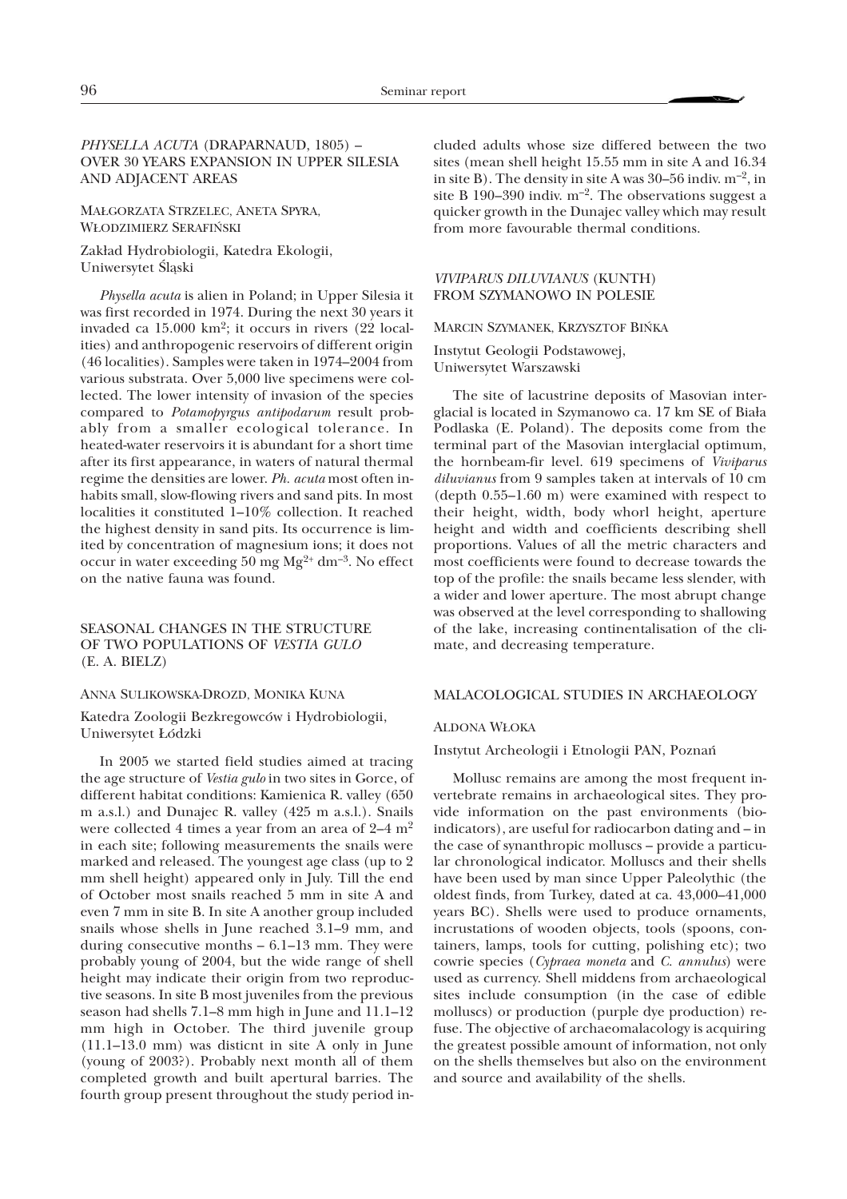## *PHYSELLA ACUTA* (DRAPARNAUD, 1805) – OVER 30 YEARS EXPANSION IN UPPER SILESIA AND ADJACENT AREAS

MAŁGORZATA STRZELEC, ANETA SPYRA, WŁODZIMIERZ SERAFIŃSKI

Zakład Hydrobiologii, Katedra Ekologii, Uniwersytet Śląski

*Physella acuta* is alien in Poland; in Upper Silesia it was first recorded in 1974. During the next 30 years it invaded ca 15.000 km$^2$; it occurs in rivers (22 localities) and anthropogenic reservoirs of different origin (46 localities). Samples were taken in 1974–2004 from various substrata. Over 5,000 live specimens were collected. The lower intensity of invasion of the species compared to *Potamopyrgus antipodarum* result probably from a smaller ecological tolerance. In heated-water reservoirs it is abundant for a short time after its first appearance, in waters of natural thermal regime the densities are lower. *Ph. acuta* most often inhabits small, slow-flowing rivers and sand pits. In most localities it constituted 1–10% collection. It reached the highest density in sand pits. Its occurrence is limited by concentration of magnesium ions; it does not occur in water exceeding 50 mg $Mg^{2+}$ dm$^{-3}$. No effect on the native fauna was found.

## SEASONAL CHANGES IN THE STRUCTURE OF TWO POPULATIONS OF *VESTIA GULO* (E. A. BIELZ)

ANNA SULIKOWSKA-DROZD, MONIKA KUNA

Katedra Zoologii Bezkregowców i Hydrobiologii, Uniwersytet Łódzki

In 2005 we started field studies aimed at tracing the age structure of *Vestia gulo* in two sites in Gorce, of different habitat conditions: Kamienica R. valley (650 m a.s.l.) and Dunajec R. valley (425 m a.s.l.). Snails were collected 4 times a year from an area of 2–4 m$^2$ in each site; following measurements the snails were marked and released. The youngest age class (up to 2 mm shell height) appeared only in July. Till the end of October most snails reached 5 mm in site A and even 7 mm in site B. In site A another group included snails whose shells in June reached 3.1–9 mm, and during consecutive months – 6.1–13 mm. They were probably young of 2004, but the wide range of shell height may indicate their origin from two reproductive seasons. In site B most juveniles from the previous season had shells 7.1–8 mm high in June and 11.1–12 mm high in October. The third juvenile group (11.1–13.0 mm) was disticnt in site A only in June (young of 2003?). Probably next month all of them completed growth and built apertural barries. The fourth group present throughout the study period included adults whose size differed between the two sites (mean shell height 15.55 mm in site A and 16.34 in site B). The density in site A was 30–56 indiv. m$^{-2}$, in site B 190–390 indiv. m$^{-2}$. The observations suggest a quicker growth in the Dunajec valley which may result from more favourable thermal conditions.

## *VIVIPARUS DILUVIANUS* (KUNTH) FROM SZYMANOWO IN POLESIE

MARCIN SZYMANEK, KRZYSZTOF BIŃKA

Instytut Geologii Podstawowej, Uniwersytet Warszawski

The site of lacustrine deposits of Masovian interglacial is located in Szymanowo ca. 17 km SE of Biała Podlaska (E. Poland). The deposits come from the terminal part of the Masovian interglacial optimum, the hornbeam-fir level. 619 specimens of *Viviparus diluvianus* from 9 samples taken at intervals of 10 cm (depth 0.55–1.60 m) were examined with respect to their height, width, body whorl height, aperture height and width and coefficients describing shell proportions. Values of all the metric characters and most coefficients were found to decrease towards the top of the profile: the snails became less slender, with a wider and lower aperture. The most abrupt change was observed at the level corresponding to shallowing of the lake, increasing continentalisation of the climate, and decreasing temperature.

## MALACOLOGICAL STUDIES IN ARCHAEOLOGY

ALDONA WŁOKA

Instytut Archeologii i Etnologii PAN, Poznań

Mollusc remains are among the most frequent invertebrate remains in archaeological sites. They provide information on the past environments (bioindicators), are useful for radiocarbon dating and – in the case of synanthropic molluscs – provide a particular chronological indicator. Molluscs and their shells have been used by man since Upper Paleolythic (the oldest finds, from Turkey, dated at ca. 43,000–41,000 years BC). Shells were used to produce ornaments, incrustations of wooden objects, tools (spoons, containers, lamps, tools for cutting, polishing etc); two cowrie species (*Cypraea moneta* and *C. annulus*) were used as currency. Shell middens from archaeological sites include consumption (in the case of edible molluscs) or production (purple dye production) refuse. The objective of archaeomalacology is acquiring the greatest possible amount of information, not only on the shells themselves but also on the environment and source and availability of the shells.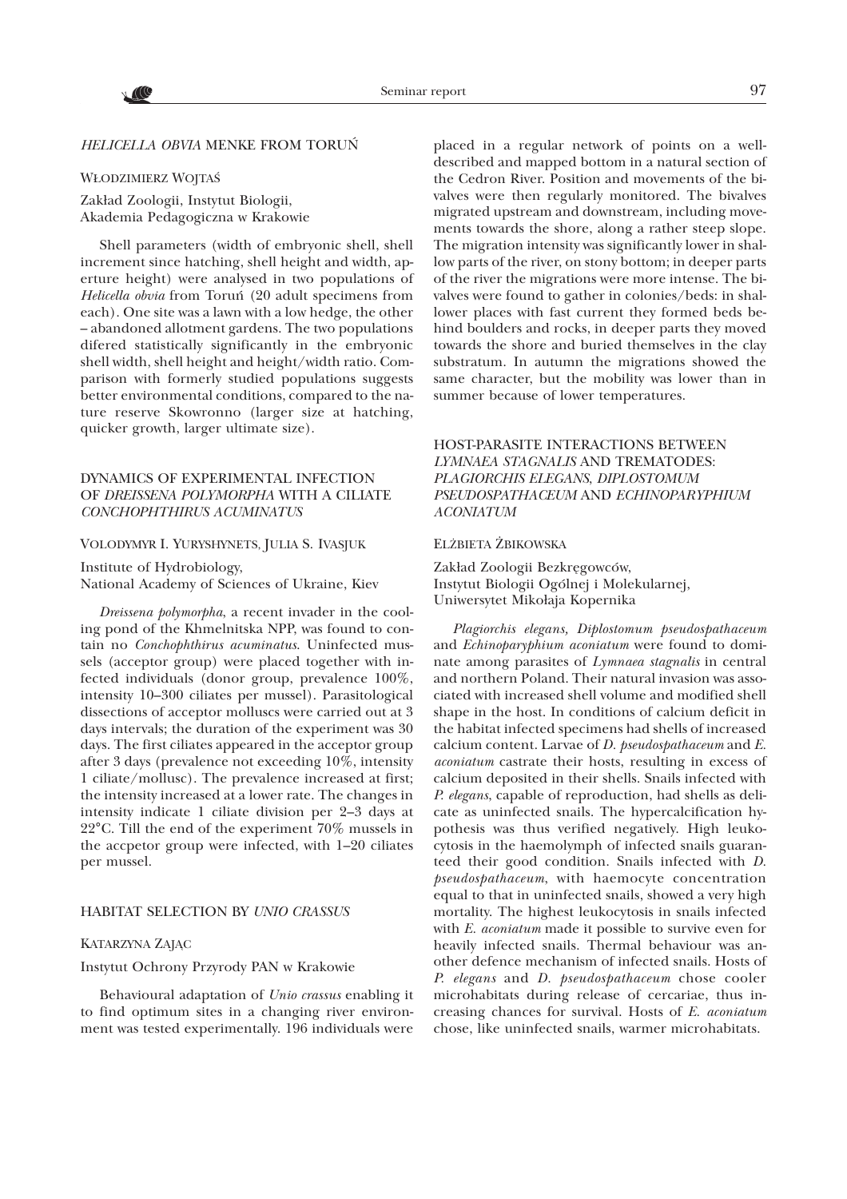## *HELICELLA OBVIA* MENKE FROM TORUŃ

WŁODZIMIERZ WOJTAŚ

Zakład Zoologii, Instytut Biologii,
Akademia Pedagogiczna w Krakowie

Shell parameters (width of embryonic shell, shell increment since hatching, shell height and width, aperture height) were analysed in two populations of *Helicella obvia* from Toruń (20 adult specimens from each). One site was a lawn with a low hedge, the other – abandoned allotment gardens. The two populations difered statistically significantly in the embryonic shell width, shell height and height/width ratio. Comparison with formerly studied populations suggests better environmental conditions, compared to the nature reserve Skowronno (larger size at hatching, quicker growth, larger ultimate size).

## DYNAMICS OF EXPERIMENTAL INFECTION OF *DREISSENA POLYMORPHA* WITH A CILIATE *CONCHOPHTHIRUS ACUMINATUS*

VOLODYMYR I. YURYSHYNETS, JULIA S. IVASJUK

Institute of Hydrobiology,
National Academy of Sciences of Ukraine, Kiev

*Dreissena polymorpha*, a recent invader in the cooling pond of the Khmelnitska NPP, was found to contain no *Conchophthirus acuminatus*. Uninfected mussels (acceptor group) were placed together with infected individuals (donor group, prevalence 100%, intensity 10–300 ciliates per mussel). Parasitological dissections of acceptor molluscs were carried out at 3 days intervals; the duration of the experiment was 30 days. The first ciliates appeared in the acceptor group after 3 days (prevalence not exceeding 10%, intensity 1 ciliate/mollusc). The prevalence increased at first; the intensity increased at a lower rate. The changes in intensity indicate 1 ciliate division per 2–3 days at 22°C. Till the end of the experiment 70% mussels in the accpetor group were infected, with 1–20 ciliates per mussel.

## HABITAT SELECTION BY *UNIO CRASSUS*

KATARZYNA ZAJĄC

Instytut Ochrony Przyrody PAN w Krakowie

Behavioural adaptation of *Unio crassus* enabling it to find optimum sites in a changing river environment was tested experimentally. 196 individuals were placed in a regular network of points on a well-described and mapped bottom in a natural section of the Cedron River. Position and movements of the bivalves were then regularly monitored. The bivalves migrated upstream and downstream, including movements towards the shore, along a rather steep slope. The migration intensity was significantly lower in shallow parts of the river, on stony bottom; in deeper parts of the river the migrations were more intense. The bivalves were found to gather in colonies/beds: in shallower places with fast current they formed beds behind boulders and rocks, in deeper parts they moved towards the shore and buried themselves in the clay substratum. In autumn the migrations showed the same character, but the mobility was lower than in summer because of lower temperatures.

## HOST-PARASITE INTERACTIONS BETWEEN *LYMNAEA STAGNALIS* AND TREMATODES: *PLAGIORCHIS ELEGANS*, *DIPLOSTOMUM PSEUDOSPATHACEUM* AND *ECHINOPARYPHIUM ACONIATUM*

ELŻBIETA ŻBIKOWSKA

Zakład Zoologii Bezkręgowców,
Instytut Biologii Ogólnej i Molekularnej,
Uniwersytet Mikołaja Kopernika

*Plagiorchis elegans, Diplostomum pseudospathaceum* and *Echinoparyphium aconiatum* were found to dominate among parasites of *Lymnaea stagnalis* in central and northern Poland. Their natural invasion was associated with increased shell volume and modified shell shape in the host. In conditions of calcium deficit in the habitat infected specimens had shells of increased calcium content. Larvae of *D. pseudospathaceum* and *E. aconiatum* castrate their hosts, resulting in excess of calcium deposited in their shells. Snails infected with *P. elegans*, capable of reproduction, had shells as delicate as uninfected snails. The hypercalcification hypothesis was thus verified negatively. High leukocytosis in the haemolymph of infected snails guaranteed their good condition. Snails infected with *D. pseudospathaceum*, with haemocyte concentration equal to that in uninfected snails, showed a very high mortality. The highest leukocytosis in snails infected with *E. aconiatum* made it possible to survive even for heavily infected snails. Thermal behaviour was another defence mechanism of infected snails. Hosts of *P. elegans* and *D. pseudospathaceum* chose cooler microhabitats during release of cercariae, thus increasing chances for survival. Hosts of *E. aconiatum* chose, like uninfected snails, warmer microhabitats.